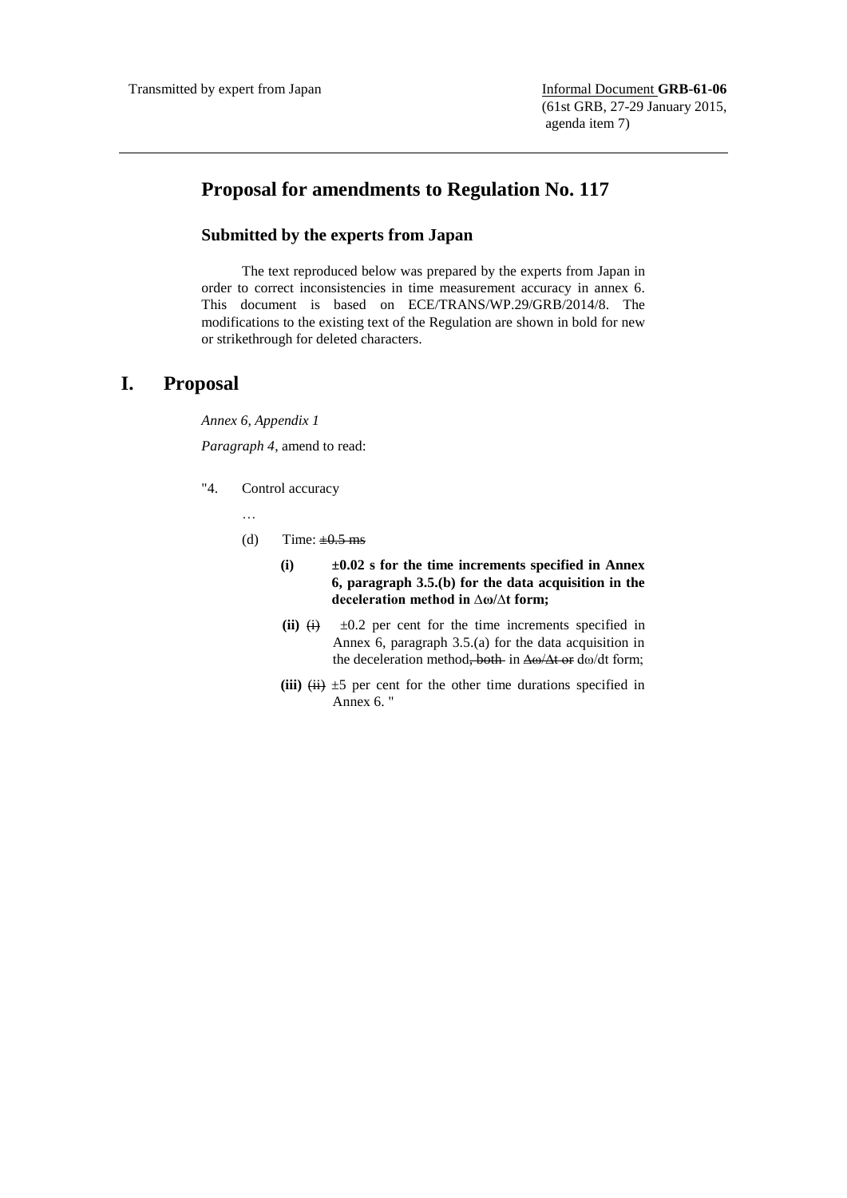Transmitted by expert from Japan

Informal Document **GRB-61-06**
(61st GRB, 27-29 January 2015, agenda item 7)

---

## Proposal for amendments to Regulation No. 117

### Submitted by the experts from Japan

The text reproduced below was prepared by the experts from Japan in order to correct inconsistencies in time measurement accuracy in annex 6. This document is based on ECE/TRANS/WP.29/GRB/2014/8. The modifications to the existing text of the Regulation are shown in bold for new or strikethrough for deleted characters.

# I. Proposal

*Annex 6, Appendix 1*

*Paragraph 4*, amend to read:

"4. Control accuracy

…

(d) Time: ~~±0.5 ms~~

**(i) ±0.02 s for the time increments specified in Annex 6, paragraph 3.5.(b) for the data acquisition in the deceleration method in Δω/Δt form;**

**(ii)** ~~(i)~~ ±0.2 per cent for the time increments specified in Annex 6, paragraph 3.5.(a) for the data acquisition in the deceleration method~~, both~~ in ~~Δω/Δt or~~ dω/dt form;

**(iii)** ~~(ii)~~ ±5 per cent for the other time durations specified in Annex 6. "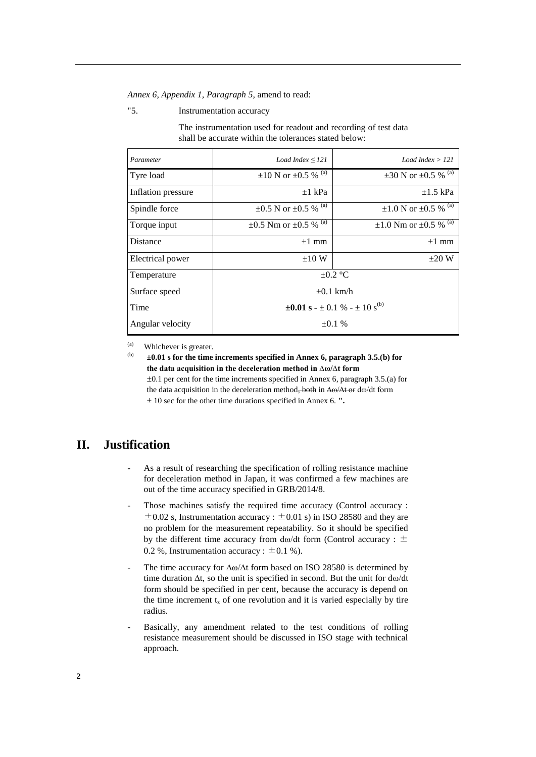*Annex 6, Appendix 1, Paragraph 5,* amend to read:

"5. Instrumentation accuracy

The instrumentation used for readout and recording of test data shall be accurate within the tolerances stated below:

| *Parameter* | *Load Index ≤ 121* | *Load Index > 121* |
|---|---|---|
| Tyre load | ±10 N or ±0.5 % [(a)] | ±30 N or ±0.5 % [(a)] |
| Inflation pressure | ±1 kPa | ±1.5 kPa |
| Spindle force | ±0.5 N or ±0.5 % [(a)] | ±1.0 N or ±0.5 % [(a)] |
| Torque input | ±0.5 Nm or ±0.5 % [(a)] | ±1.0 Nm or ±0.5 % [(a)] |
| Distance | ±1 mm | ±1 mm |
| Electrical power | ±10 W | ±20 W |
| Temperature | ±0.2 °C | |
| Surface speed | ±0.1 km/h | |
| Time | **±0.01 s -** ± 0.1 % - ± 10 s[(b)] | |
| Angular velocity | ±0.1 % | |

[(a)] Whichever is greater.

[(b)] **±0.01 s for the time increments specified in Annex 6, paragraph 3.5.(b) for the data acquisition in the deceleration method in Δω/Δt form**
±0.1 per cent for the time increments specified in Annex 6, paragraph 3.5.(a) for the data acquisition in the deceleration method~~, both~~ in ~~Δω/Δt or~~ dω/dt form
± 10 sec for the other time durations specified in Annex 6. **".**

# II. Justification

- As a result of researching the specification of rolling resistance machine for deceleration method in Japan, it was confirmed a few machines are out of the time accuracy specified in GRB/2014/8.
- Those machines satisfy the required time accuracy (Control accuracy : ±0.02 s, Instrumentation accuracy : ±0.01 s) in ISO 28580 and they are no problem for the measurement repeatability. So it should be specified by the different time accuracy from dω/dt form (Control accuracy : ± 0.2 %, Instrumentation accuracy : ±0.1 %).
- The time accuracy for Δω/Δt form based on ISO 28580 is determined by time duration Δt, so the unit is specified in second. But the unit for dω/dt form should be specified in per cent, because the accuracy is depend on the time increment $t_z$ of one revolution and it is varied especially by tire radius.
- Basically, any amendment related to the test conditions of rolling resistance measurement should be discussed in ISO stage with technical approach.